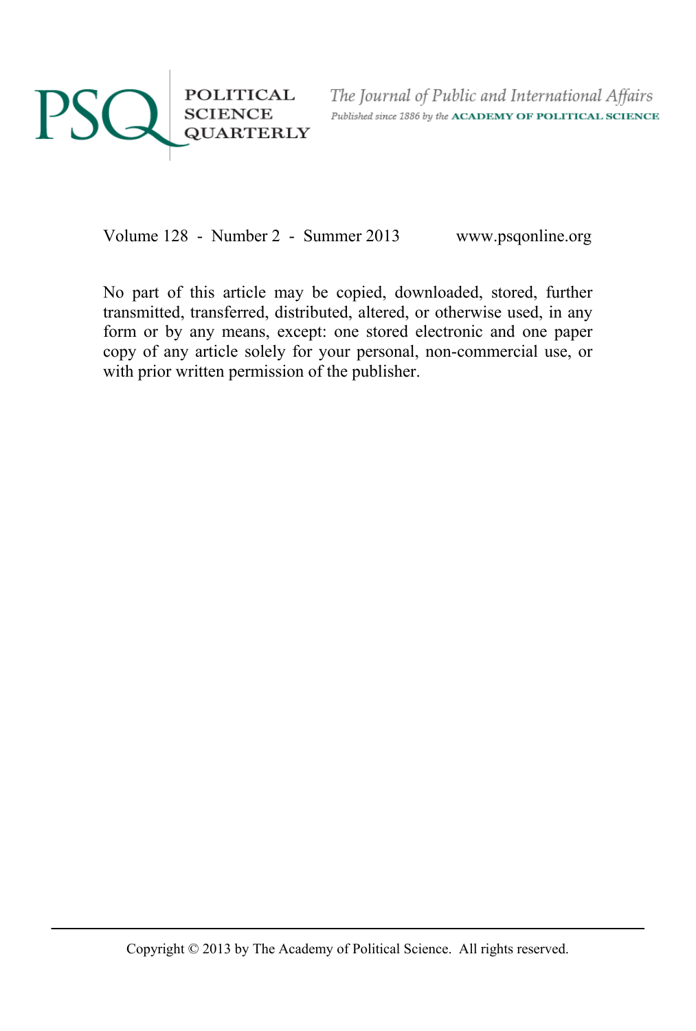# PSQ POLITICAL SCIENCE QUARTERLY

*The Journal of Public and International Affairs*

*Published since 1886 by the* ACADEMY OF POLITICAL SCIENCE

Volume 128 - Number 2 - Summer 2013 www.psqonline.org

No part of this article may be copied, downloaded, stored, further transmitted, transferred, distributed, altered, or otherwise used, in any form or by any means, except: one stored electronic and one paper copy of any article solely for your personal, non-commercial use, or with prior written permission of the publisher.

Copyright © 2013 by The Academy of Political Science. All rights reserved.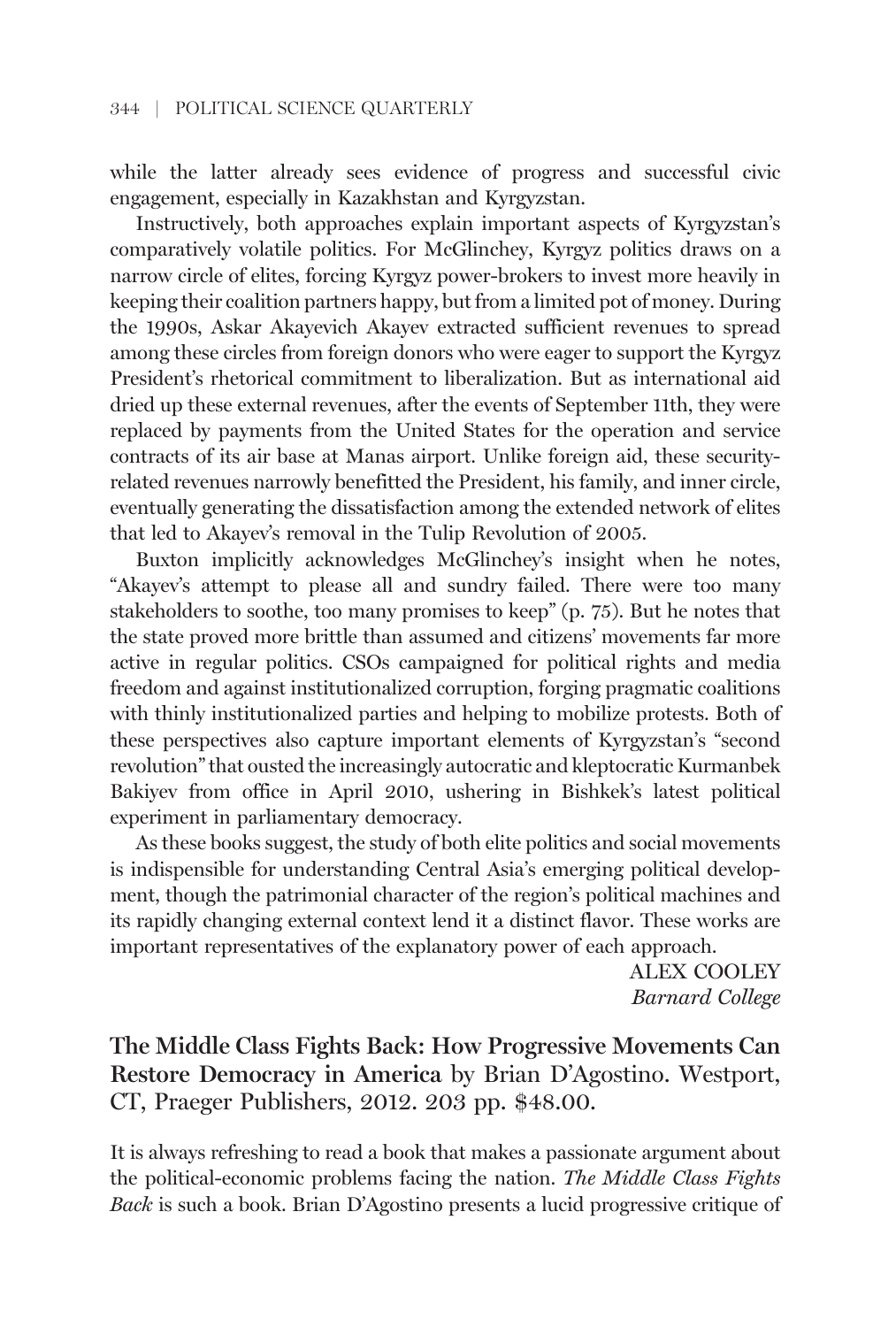while the latter already sees evidence of progress and successful civic engagement, especially in Kazakhstan and Kyrgyzstan.

Instructively, both approaches explain important aspects of Kyrgyzstan's comparatively volatile politics. For McGlinchey, Kyrgyz politics draws on a narrow circle of elites, forcing Kyrgyz power-brokers to invest more heavily in keeping their coalition partners happy, but from a limited pot of money. During the 1990s, Askar Akayevich Akayev extracted sufficient revenues to spread among these circles from foreign donors who were eager to support the Kyrgyz President's rhetorical commitment to liberalization. But as international aid dried up these external revenues, after the events of September 11th, they were replaced by payments from the United States for the operation and service contracts of its air base at Manas airport. Unlike foreign aid, these security-related revenues narrowly benefitted the President, his family, and inner circle, eventually generating the dissatisfaction among the extended network of elites that led to Akayev's removal in the Tulip Revolution of 2005.

Buxton implicitly acknowledges McGlinchey's insight when he notes, "Akayev's attempt to please all and sundry failed. There were too many stakeholders to soothe, too many promises to keep" (p. 75). But he notes that the state proved more brittle than assumed and citizens' movements far more active in regular politics. CSOs campaigned for political rights and media freedom and against institutionalized corruption, forging pragmatic coalitions with thinly institutionalized parties and helping to mobilize protests. Both of these perspectives also capture important elements of Kyrgyzstan's "second revolution" that ousted the increasingly autocratic and kleptocratic Kurmanbek Bakiyev from office in April 2010, ushering in Bishkek's latest political experiment in parliamentary democracy.

As these books suggest, the study of both elite politics and social movements is indispensible for understanding Central Asia's emerging political development, though the patrimonial character of the region's political machines and its rapidly changing external context lend it a distinct flavor. These works are important representatives of the explanatory power of each approach.

ALEX COOLEY
*Barnard College*

**The Middle Class Fights Back: How Progressive Movements Can Restore Democracy in America** by Brian D'Agostino. Westport, CT, Praeger Publishers, 2012. 203 pp. $48.00.

It is always refreshing to read a book that makes a passionate argument about the political-economic problems facing the nation. *The Middle Class Fights Back* is such a book. Brian D'Agostino presents a lucid progressive critique of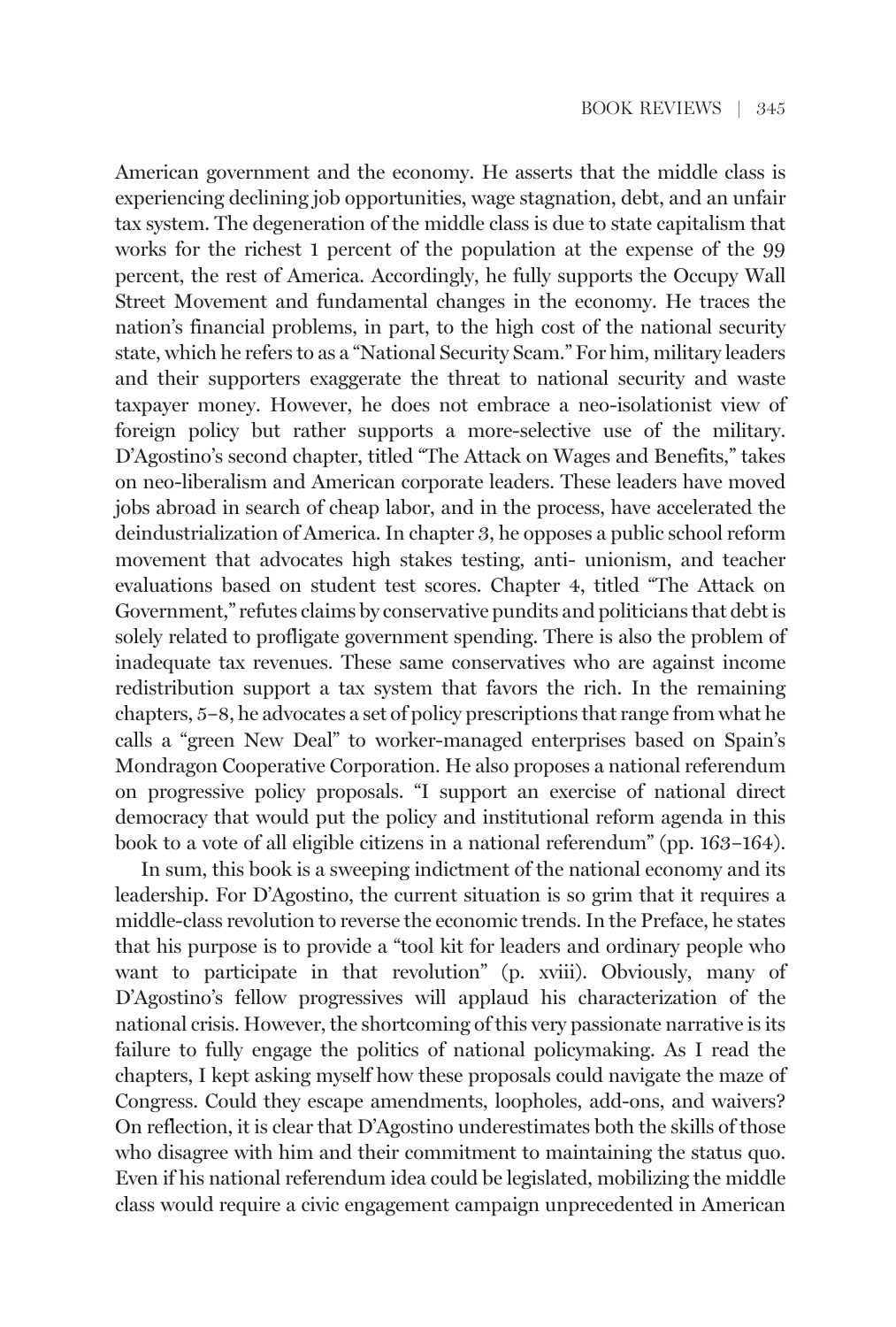American government and the economy. He asserts that the middle class is experiencing declining job opportunities, wage stagnation, debt, and an unfair tax system. The degeneration of the middle class is due to state capitalism that works for the richest 1 percent of the population at the expense of the 99 percent, the rest of America. Accordingly, he fully supports the Occupy Wall Street Movement and fundamental changes in the economy. He traces the nation's financial problems, in part, to the high cost of the national security state, which he refers to as a "National Security Scam." For him, military leaders and their supporters exaggerate the threat to national security and waste taxpayer money. However, he does not embrace a neo-isolationist view of foreign policy but rather supports a more-selective use of the military. D'Agostino's second chapter, titled "The Attack on Wages and Benefits," takes on neo-liberalism and American corporate leaders. These leaders have moved jobs abroad in search of cheap labor, and in the process, have accelerated the deindustrialization of America. In chapter 3, he opposes a public school reform movement that advocates high stakes testing, anti- unionism, and teacher evaluations based on student test scores. Chapter 4, titled "The Attack on Government," refutes claims by conservative pundits and politicians that debt is solely related to profligate government spending. There is also the problem of inadequate tax revenues. These same conservatives who are against income redistribution support a tax system that favors the rich. In the remaining chapters, 5–8, he advocates a set of policy prescriptions that range from what he calls a "green New Deal" to worker-managed enterprises based on Spain's Mondragon Cooperative Corporation. He also proposes a national referendum on progressive policy proposals. "I support an exercise of national direct democracy that would put the policy and institutional reform agenda in this book to a vote of all eligible citizens in a national referendum" (pp. 163–164).

In sum, this book is a sweeping indictment of the national economy and its leadership. For D'Agostino, the current situation is so grim that it requires a middle-class revolution to reverse the economic trends. In the Preface, he states that his purpose is to provide a "tool kit for leaders and ordinary people who want to participate in that revolution" (p. xviii). Obviously, many of D'Agostino's fellow progressives will applaud his characterization of the national crisis. However, the shortcoming of this very passionate narrative is its failure to fully engage the politics of national policymaking. As I read the chapters, I kept asking myself how these proposals could navigate the maze of Congress. Could they escape amendments, loopholes, add-ons, and waivers? On reflection, it is clear that D'Agostino underestimates both the skills of those who disagree with him and their commitment to maintaining the status quo. Even if his national referendum idea could be legislated, mobilizing the middle class would require a civic engagement campaign unprecedented in American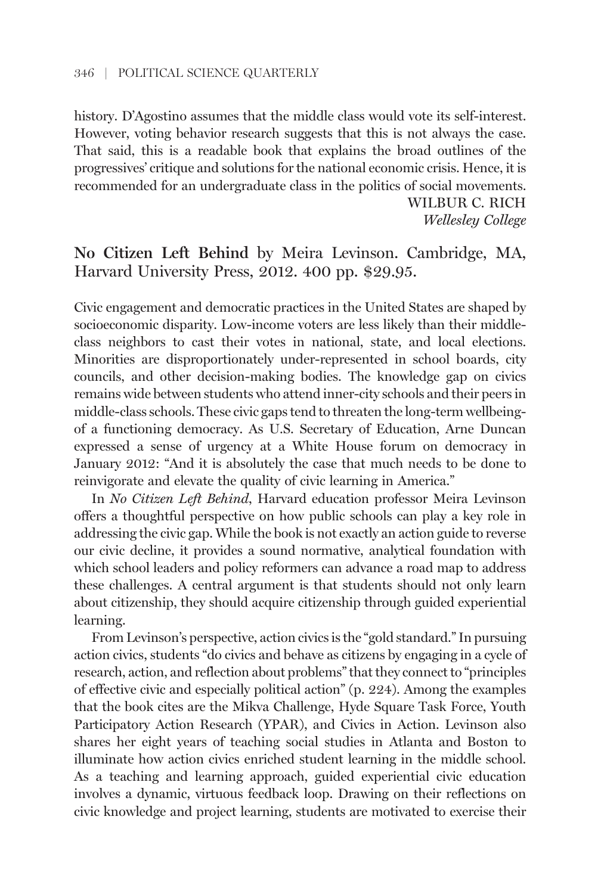history. D'Agostino assumes that the middle class would vote its self-interest. However, voting behavior research suggests that this is not always the case. That said, this is a readable book that explains the broad outlines of the progressives' critique and solutions for the national economic crisis. Hence, it is recommended for an undergraduate class in the politics of social movements.

WILBUR C. RICH
*Wellesley College*

**No Citizen Left Behind** by Meira Levinson. Cambridge, MA, Harvard University Press, 2012. 400 pp. $29.95.

Civic engagement and democratic practices in the United States are shaped by socioeconomic disparity. Low-income voters are less likely than their middle-class neighbors to cast their votes in national, state, and local elections. Minorities are disproportionately under-represented in school boards, city councils, and other decision-making bodies. The knowledge gap on civics remains wide between students who attend inner-city schools and their peers in middle-class schools. These civic gaps tend to threaten the long-term wellbeing-of a functioning democracy. As U.S. Secretary of Education, Arne Duncan expressed a sense of urgency at a White House forum on democracy in January 2012: "And it is absolutely the case that much needs to be done to reinvigorate and elevate the quality of civic learning in America."

In *No Citizen Left Behind*, Harvard education professor Meira Levinson offers a thoughtful perspective on how public schools can play a key role in addressing the civic gap. While the book is not exactly an action guide to reverse our civic decline, it provides a sound normative, analytical foundation with which school leaders and policy reformers can advance a road map to address these challenges. A central argument is that students should not only learn about citizenship, they should acquire citizenship through guided experiential learning.

From Levinson's perspective, action civics is the "gold standard." In pursuing action civics, students "do civics and behave as citizens by engaging in a cycle of research, action, and reflection about problems" that they connect to "principles of effective civic and especially political action" (p. 224). Among the examples that the book cites are the Mikva Challenge, Hyde Square Task Force, Youth Participatory Action Research (YPAR), and Civics in Action. Levinson also shares her eight years of teaching social studies in Atlanta and Boston to illuminate how action civics enriched student learning in the middle school. As a teaching and learning approach, guided experiential civic education involves a dynamic, virtuous feedback loop. Drawing on their reflections on civic knowledge and project learning, students are motivated to exercise their